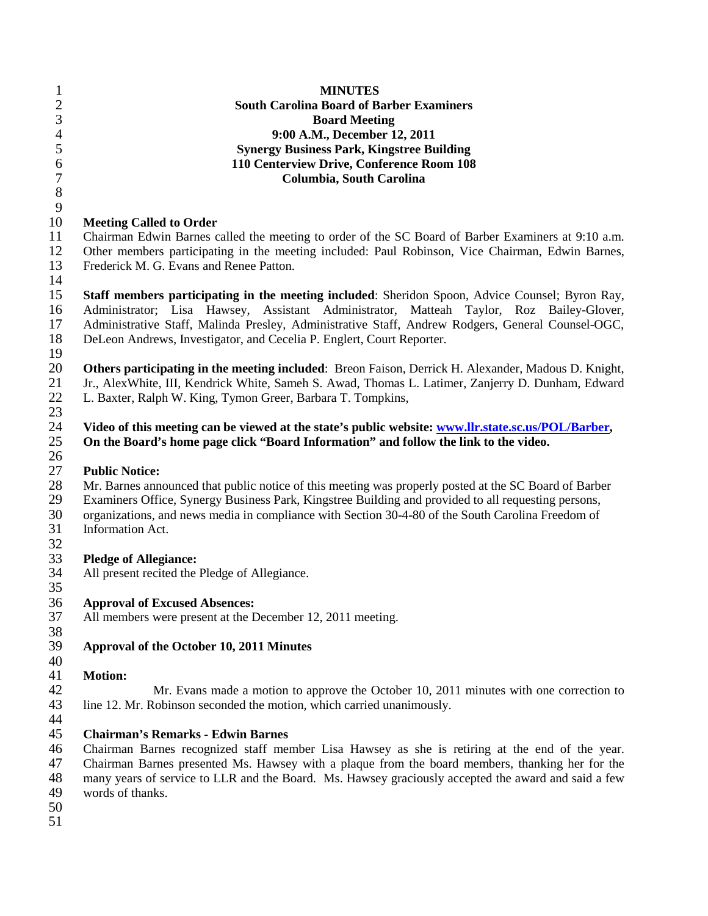**MINUTES**
**South Carolina Board of Barber Examiners**
**Board Meeting**
**9:00 A.M., December 12, 2011**
**Synergy Business Park, Kingstree Building**
**110 Centerview Drive, Conference Room 108**
**Columbia, South Carolina**

**Meeting Called to Order**
Chairman Edwin Barnes called the meeting to order of the SC Board of Barber Examiners at 9:10 a.m. Other members participating in the meeting included: Paul Robinson, Vice Chairman, Edwin Barnes, Frederick M. G. Evans and Renee Patton.

**Staff members participating in the meeting included**: Sheridon Spoon, Advice Counsel; Byron Ray, Administrator; Lisa Hawsey, Assistant Administrator, Matteah Taylor, Roz Bailey-Glover, Administrative Staff, Malinda Presley, Administrative Staff, Andrew Rodgers, General Counsel-OGC, DeLeon Andrews, Investigator, and Cecelia P. Englert, Court Reporter.

**Others participating in the meeting included**: Breon Faison, Derrick H. Alexander, Madous D. Knight, Jr., AlexWhite, III, Kendrick White, Sameh S. Awad, Thomas L. Latimer, Zanjerry D. Dunham, Edward L. Baxter, Ralph W. King, Tymon Greer, Barbara T. Tompkins,

**Video of this meeting can be viewed at the state's public website: www.llr.state.sc.us/POL/Barber, On the Board's home page click "Board Information" and follow the link to the video.**

**Public Notice:**
Mr. Barnes announced that public notice of this meeting was properly posted at the SC Board of Barber Examiners Office, Synergy Business Park, Kingstree Building and provided to all requesting persons, organizations, and news media in compliance with Section 30-4-80 of the South Carolina Freedom of Information Act.

**Pledge of Allegiance:**
All present recited the Pledge of Allegiance.

**Approval of Excused Absences:**
All members were present at the December 12, 2011 meeting.

**Approval of the October 10, 2011 Minutes**

**Motion:**
Mr. Evans made a motion to approve the October 10, 2011 minutes with one correction to line 12. Mr. Robinson seconded the motion, which carried unanimously.

**Chairman's Remarks - Edwin Barnes**
Chairman Barnes recognized staff member Lisa Hawsey as she is retiring at the end of the year. Chairman Barnes presented Ms. Hawsey with a plaque from the board members, thanking her for the many years of service to LLR and the Board. Ms. Hawsey graciously accepted the award and said a few words of thanks.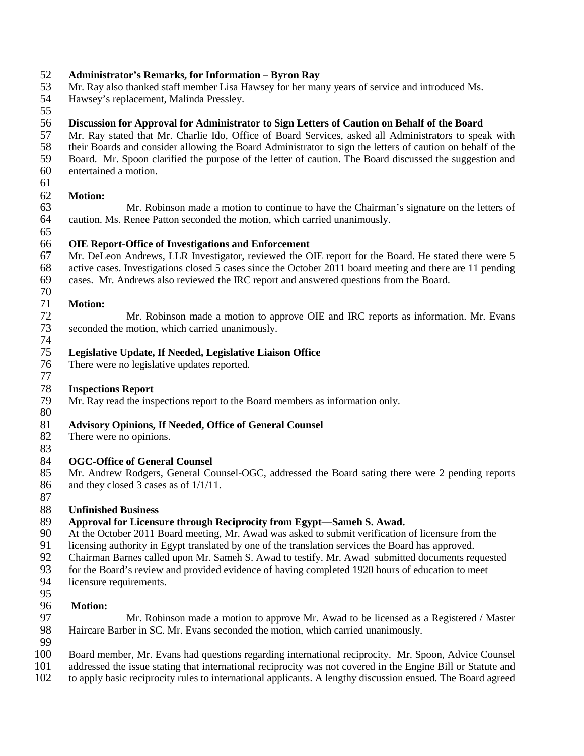**Administrator's Remarks, for Information – Byron Ray**
Mr. Ray also thanked staff member Lisa Hawsey for her many years of service and introduced Ms. Hawsey's replacement, Malinda Pressley.

**Discussion for Approval for Administrator to Sign Letters of Caution on Behalf of the Board**
Mr. Ray stated that Mr. Charlie Ido, Office of Board Services, asked all Administrators to speak with their Boards and consider allowing the Board Administrator to sign the letters of caution on behalf of the Board. Mr. Spoon clarified the purpose of the letter of caution. The Board discussed the suggestion and entertained a motion.

**Motion:**
Mr. Robinson made a motion to continue to have the Chairman's signature on the letters of caution. Ms. Renee Patton seconded the motion, which carried unanimously.

**OIE Report-Office of Investigations and Enforcement**
Mr. DeLeon Andrews, LLR Investigator, reviewed the OIE report for the Board. He stated there were 5 active cases. Investigations closed 5 cases since the October 2011 board meeting and there are 11 pending cases. Mr. Andrews also reviewed the IRC report and answered questions from the Board.

**Motion:**
Mr. Robinson made a motion to approve OIE and IRC reports as information. Mr. Evans seconded the motion, which carried unanimously.

**Legislative Update, If Needed, Legislative Liaison Office**
There were no legislative updates reported.

**Inspections Report**
Mr. Ray read the inspections report to the Board members as information only.

**Advisory Opinions, If Needed, Office of General Counsel**
There were no opinions.

**OGC-Office of General Counsel**
Mr. Andrew Rodgers, General Counsel-OGC, addressed the Board sating there were 2 pending reports and they closed 3 cases as of 1/1/11.

**Unfinished Business**
**Approval for Licensure through Reciprocity from Egypt—Sameh S. Awad.**
At the October 2011 Board meeting, Mr. Awad was asked to submit verification of licensure from the licensing authority in Egypt translated by one of the translation services the Board has approved. Chairman Barnes called upon Mr. Sameh S. Awad to testify. Mr. Awad submitted documents requested for the Board's review and provided evidence of having completed 1920 hours of education to meet licensure requirements.

**Motion:**
Mr. Robinson made a motion to approve Mr. Awad to be licensed as a Registered / Master Haircare Barber in SC. Mr. Evans seconded the motion, which carried unanimously.

Board member, Mr. Evans had questions regarding international reciprocity. Mr. Spoon, Advice Counsel addressed the issue stating that international reciprocity was not covered in the Engine Bill or Statute and to apply basic reciprocity rules to international applicants. A lengthy discussion ensued. The Board agreed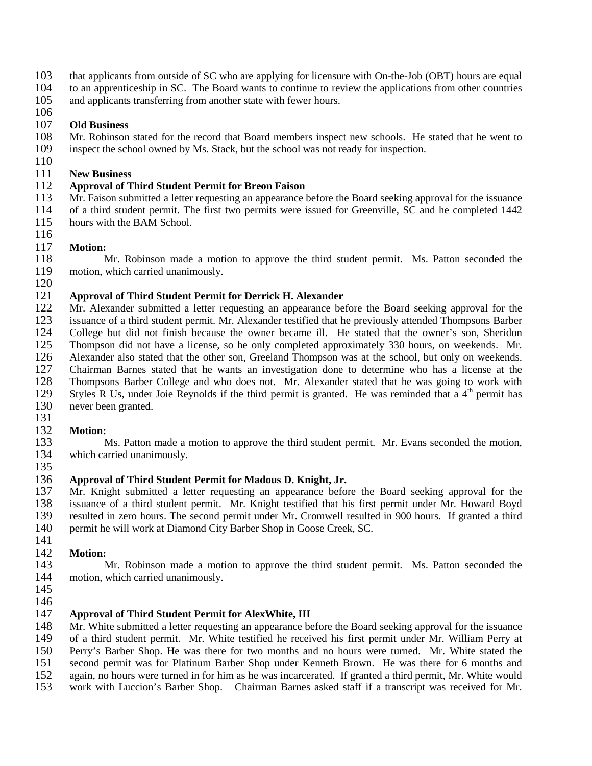that applicants from outside of SC who are applying for licensure with On-the-Job (OBT) hours are equal to an apprenticeship in SC. The Board wants to continue to review the applications from other countries and applicants transferring from another state with fewer hours.

**Old Business**

Mr. Robinson stated for the record that Board members inspect new schools. He stated that he went to inspect the school owned by Ms. Stack, but the school was not ready for inspection.

**New Business**

**Approval of Third Student Permit for Breon Faison**

Mr. Faison submitted a letter requesting an appearance before the Board seeking approval for the issuance of a third student permit. The first two permits were issued for Greenville, SC and he completed 1442 hours with the BAM School.

**Motion:**

Mr. Robinson made a motion to approve the third student permit. Ms. Patton seconded the motion, which carried unanimously.

**Approval of Third Student Permit for Derrick H. Alexander**

Mr. Alexander submitted a letter requesting an appearance before the Board seeking approval for the issuance of a third student permit. Mr. Alexander testified that he previously attended Thompsons Barber College but did not finish because the owner became ill. He stated that the owner's son, Sheridon Thompson did not have a license, so he only completed approximately 330 hours, on weekends. Mr. Alexander also stated that the other son, Greeland Thompson was at the school, but only on weekends. Chairman Barnes stated that he wants an investigation done to determine who has a license at the Thompsons Barber College and who does not. Mr. Alexander stated that he was going to work with Styles R Us, under Joie Reynolds if the third permit is granted. He was reminded that a 4th permit has never been granted.

**Motion:**

Ms. Patton made a motion to approve the third student permit. Mr. Evans seconded the motion, which carried unanimously.

**Approval of Third Student Permit for Madous D. Knight, Jr.**

Mr. Knight submitted a letter requesting an appearance before the Board seeking approval for the issuance of a third student permit. Mr. Knight testified that his first permit under Mr. Howard Boyd resulted in zero hours. The second permit under Mr. Cromwell resulted in 900 hours. If granted a third permit he will work at Diamond City Barber Shop in Goose Creek, SC.

**Motion:**

Mr. Robinson made a motion to approve the third student permit. Ms. Patton seconded the motion, which carried unanimously.

**Approval of Third Student Permit for AlexWhite, III**

Mr. White submitted a letter requesting an appearance before the Board seeking approval for the issuance of a third student permit. Mr. White testified he received his first permit under Mr. William Perry at Perry's Barber Shop. He was there for two months and no hours were turned. Mr. White stated the second permit was for Platinum Barber Shop under Kenneth Brown. He was there for 6 months and again, no hours were turned in for him as he was incarcerated. If granted a third permit, Mr. White would work with Luccion's Barber Shop. Chairman Barnes asked staff if a transcript was received for Mr.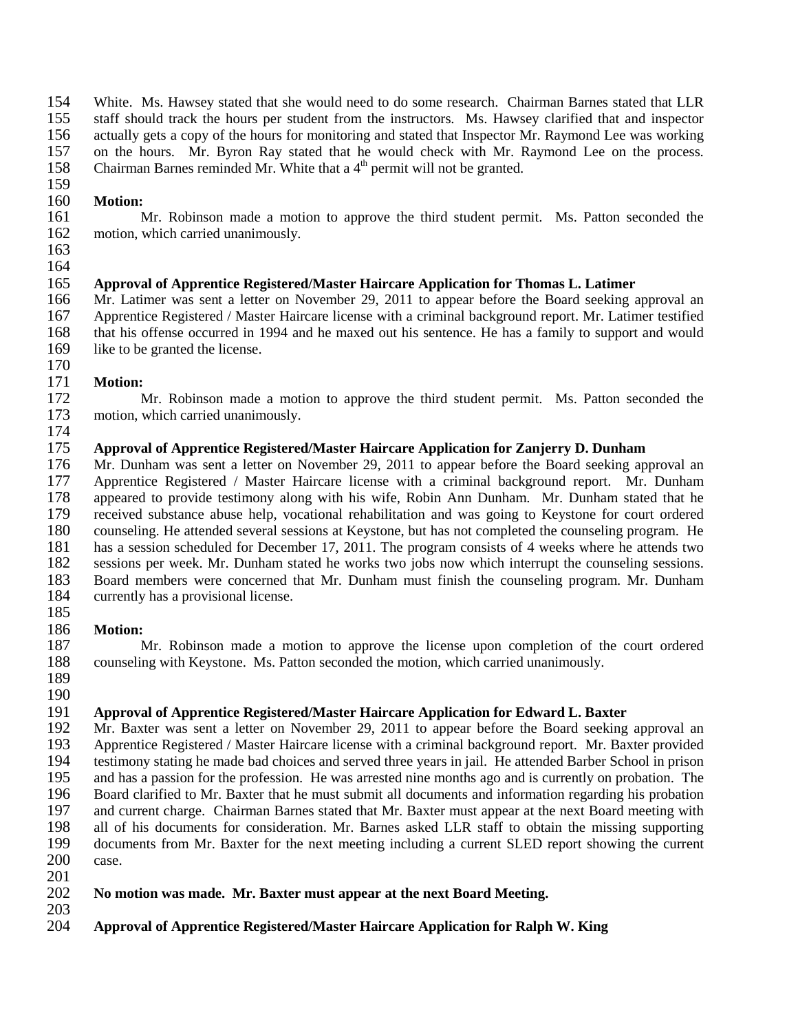White. Ms. Hawsey stated that she would need to do some research. Chairman Barnes stated that LLR staff should track the hours per student from the instructors. Ms. Hawsey clarified that and inspector actually gets a copy of the hours for monitoring and stated that Inspector Mr. Raymond Lee was working on the hours. Mr. Byron Ray stated that he would check with Mr. Raymond Lee on the process. Chairman Barnes reminded Mr. White that a 4th permit will not be granted.

**Motion:**

Mr. Robinson made a motion to approve the third student permit. Ms. Patton seconded the motion, which carried unanimously.

**Approval of Apprentice Registered/Master Haircare Application for Thomas L. Latimer**

Mr. Latimer was sent a letter on November 29, 2011 to appear before the Board seeking approval an Apprentice Registered / Master Haircare license with a criminal background report. Mr. Latimer testified that his offense occurred in 1994 and he maxed out his sentence. He has a family to support and would like to be granted the license.

**Motion:**

Mr. Robinson made a motion to approve the third student permit. Ms. Patton seconded the motion, which carried unanimously.

**Approval of Apprentice Registered/Master Haircare Application for Zanjerry D. Dunham**

Mr. Dunham was sent a letter on November 29, 2011 to appear before the Board seeking approval an Apprentice Registered / Master Haircare license with a criminal background report. Mr. Dunham appeared to provide testimony along with his wife, Robin Ann Dunham. Mr. Dunham stated that he received substance abuse help, vocational rehabilitation and was going to Keystone for court ordered counseling. He attended several sessions at Keystone, but has not completed the counseling program. He has a session scheduled for December 17, 2011. The program consists of 4 weeks where he attends two sessions per week. Mr. Dunham stated he works two jobs now which interrupt the counseling sessions. Board members were concerned that Mr. Dunham must finish the counseling program. Mr. Dunham currently has a provisional license.

**Motion:**

Mr. Robinson made a motion to approve the license upon completion of the court ordered counseling with Keystone. Ms. Patton seconded the motion, which carried unanimously.

**Approval of Apprentice Registered/Master Haircare Application for Edward L. Baxter**

Mr. Baxter was sent a letter on November 29, 2011 to appear before the Board seeking approval an Apprentice Registered / Master Haircare license with a criminal background report. Mr. Baxter provided testimony stating he made bad choices and served three years in jail. He attended Barber School in prison and has a passion for the profession. He was arrested nine months ago and is currently on probation. The Board clarified to Mr. Baxter that he must submit all documents and information regarding his probation and current charge. Chairman Barnes stated that Mr. Baxter must appear at the next Board meeting with all of his documents for consideration. Mr. Barnes asked LLR staff to obtain the missing supporting documents from Mr. Baxter for the next meeting including a current SLED report showing the current case.

**No motion was made. Mr. Baxter must appear at the next Board Meeting.**

**Approval of Apprentice Registered/Master Haircare Application for Ralph W. King**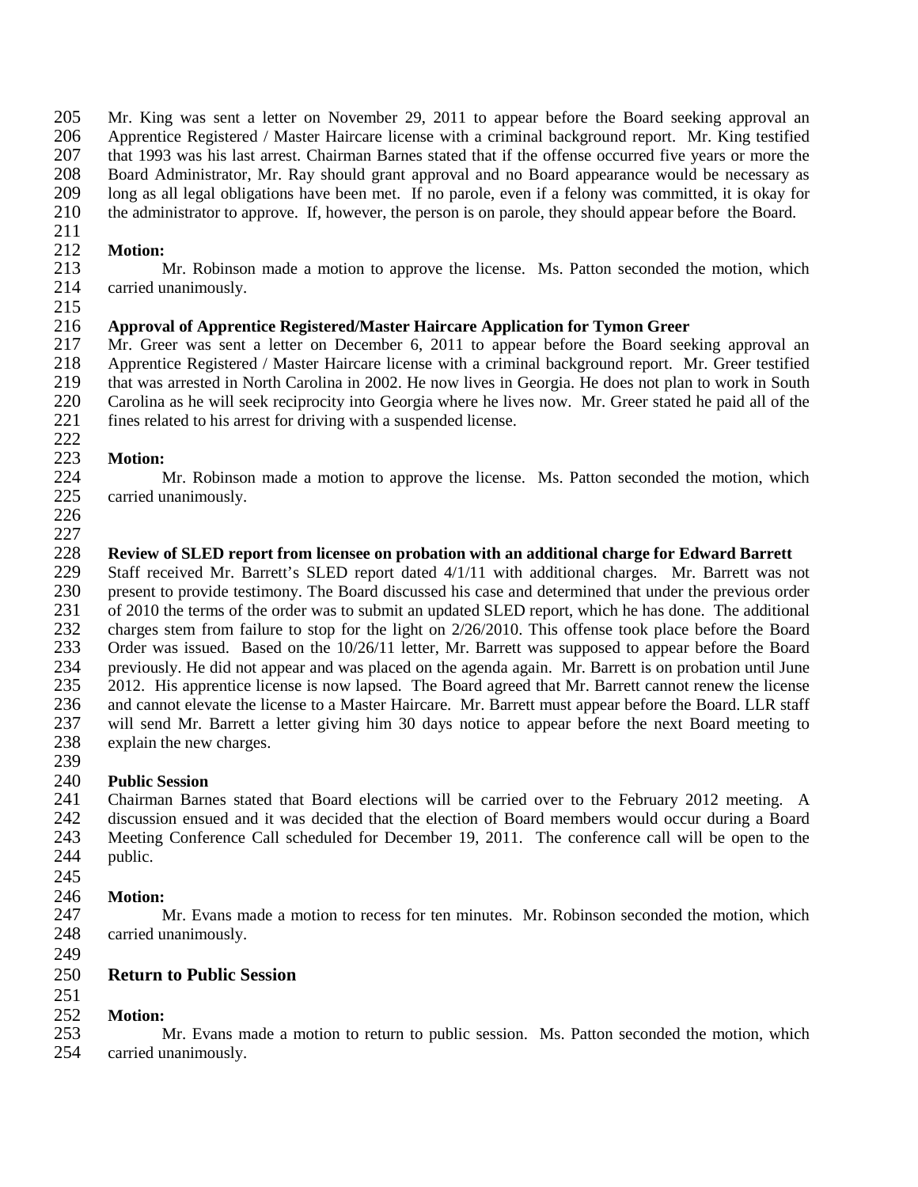Mr. King was sent a letter on November 29, 2011 to appear before the Board seeking approval an Apprentice Registered / Master Haircare license with a criminal background report. Mr. King testified that 1993 was his last arrest. Chairman Barnes stated that if the offense occurred five years or more the Board Administrator, Mr. Ray should grant approval and no Board appearance would be necessary as long as all legal obligations have been met. If no parole, even if a felony was committed, it is okay for the administrator to approve. If, however, the person is on parole, they should appear before the Board.

**Motion:**

Mr. Robinson made a motion to approve the license. Ms. Patton seconded the motion, which carried unanimously.

**Approval of Apprentice Registered/Master Haircare Application for Tymon Greer**

Mr. Greer was sent a letter on December 6, 2011 to appear before the Board seeking approval an Apprentice Registered / Master Haircare license with a criminal background report. Mr. Greer testified that was arrested in North Carolina in 2002. He now lives in Georgia. He does not plan to work in South Carolina as he will seek reciprocity into Georgia where he lives now. Mr. Greer stated he paid all of the fines related to his arrest for driving with a suspended license.

**Motion:**

Mr. Robinson made a motion to approve the license. Ms. Patton seconded the motion, which carried unanimously.

**Review of SLED report from licensee on probation with an additional charge for Edward Barrett**

Staff received Mr. Barrett's SLED report dated 4/1/11 with additional charges. Mr. Barrett was not present to provide testimony. The Board discussed his case and determined that under the previous order of 2010 the terms of the order was to submit an updated SLED report, which he has done. The additional charges stem from failure to stop for the light on 2/26/2010. This offense took place before the Board Order was issued. Based on the 10/26/11 letter, Mr. Barrett was supposed to appear before the Board previously. He did not appear and was placed on the agenda again. Mr. Barrett is on probation until June 2012. His apprentice license is now lapsed. The Board agreed that Mr. Barrett cannot renew the license and cannot elevate the license to a Master Haircare. Mr. Barrett must appear before the Board. LLR staff will send Mr. Barrett a letter giving him 30 days notice to appear before the next Board meeting to explain the new charges.

**Public Session**

Chairman Barnes stated that Board elections will be carried over to the February 2012 meeting. A discussion ensued and it was decided that the election of Board members would occur during a Board Meeting Conference Call scheduled for December 19, 2011. The conference call will be open to the public.

**Motion:**

Mr. Evans made a motion to recess for ten minutes. Mr. Robinson seconded the motion, which carried unanimously.

## Return to Public Session

**Motion:**

Mr. Evans made a motion to return to public session. Ms. Patton seconded the motion, which carried unanimously.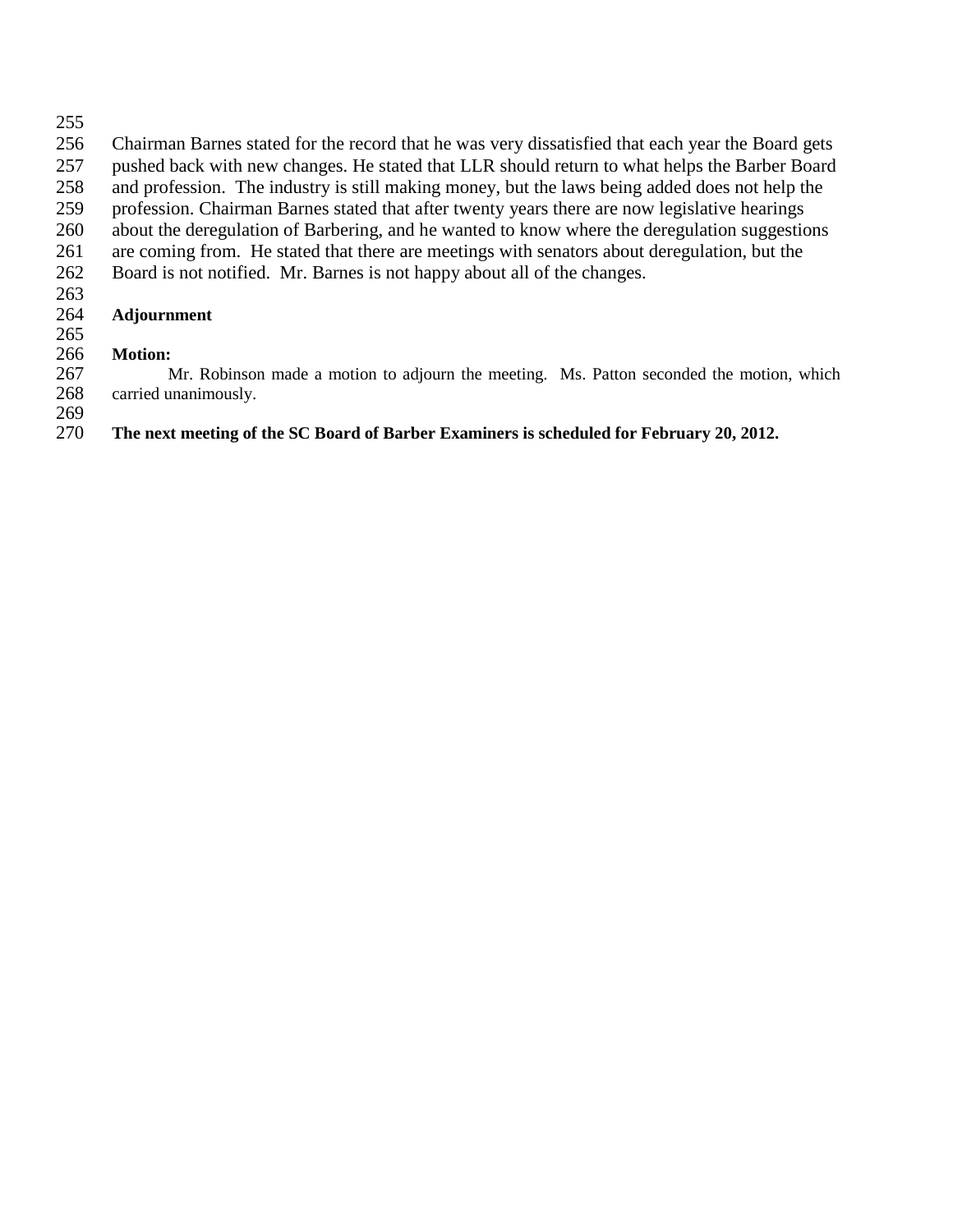Chairman Barnes stated for the record that he was very dissatisfied that each year the Board gets pushed back with new changes. He stated that LLR should return to what helps the Barber Board and profession. The industry is still making money, but the laws being added does not help the profession. Chairman Barnes stated that after twenty years there are now legislative hearings about the deregulation of Barbering, and he wanted to know where the deregulation suggestions are coming from. He stated that there are meetings with senators about deregulation, but the Board is not notified. Mr. Barnes is not happy about all of the changes.

**Adjournment**

**Motion:**

Mr. Robinson made a motion to adjourn the meeting. Ms. Patton seconded the motion, which carried unanimously.

**The next meeting of the SC Board of Barber Examiners is scheduled for February 20, 2012.**